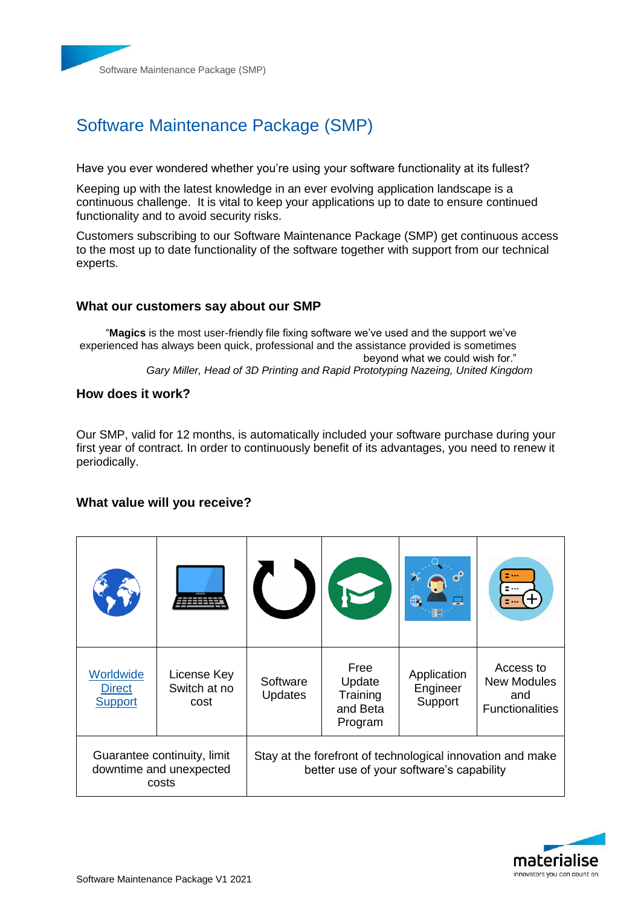# Software Maintenance Package (SMP)

Have you ever wondered whether you're using your software functionality at its fullest?

Keeping up with the latest knowledge in an ever evolving application landscape is a continuous challenge. It is vital to keep your applications up to date to ensure continued functionality and to avoid security risks.

Customers subscribing to our Software Maintenance Package (SMP) get continuous access to the most up to date functionality of the software together with support from our technical experts.

### What our customers say about our SMP

"**Magics** is the most user-friendly file fixing software we've used and the support we've experienced has always been quick, professional and the assistance provided is sometimes beyond what we could wish for."

*Gary Miller, Head of 3D Printing and Rapid Prototyping Nazeing, United Kingdom*

### How does it work?

Our SMP, valid for 12 months, is automatically included your software purchase during your first year of contract. In order to continuously benefit of its advantages, you need to renew it periodically.

### What value will you receive?

| Worldwide Direct Support | License Key Switch at no cost | Software Updates | Free Update Training and Beta Program | Application Engineer Support | Access to New Modules and Functionalities |
|---|---|---|---|---|---|
| Guarantee continuity, limit downtime and unexpected costs | | Stay at the forefront of technological innovation and make better use of your software's capability | | | |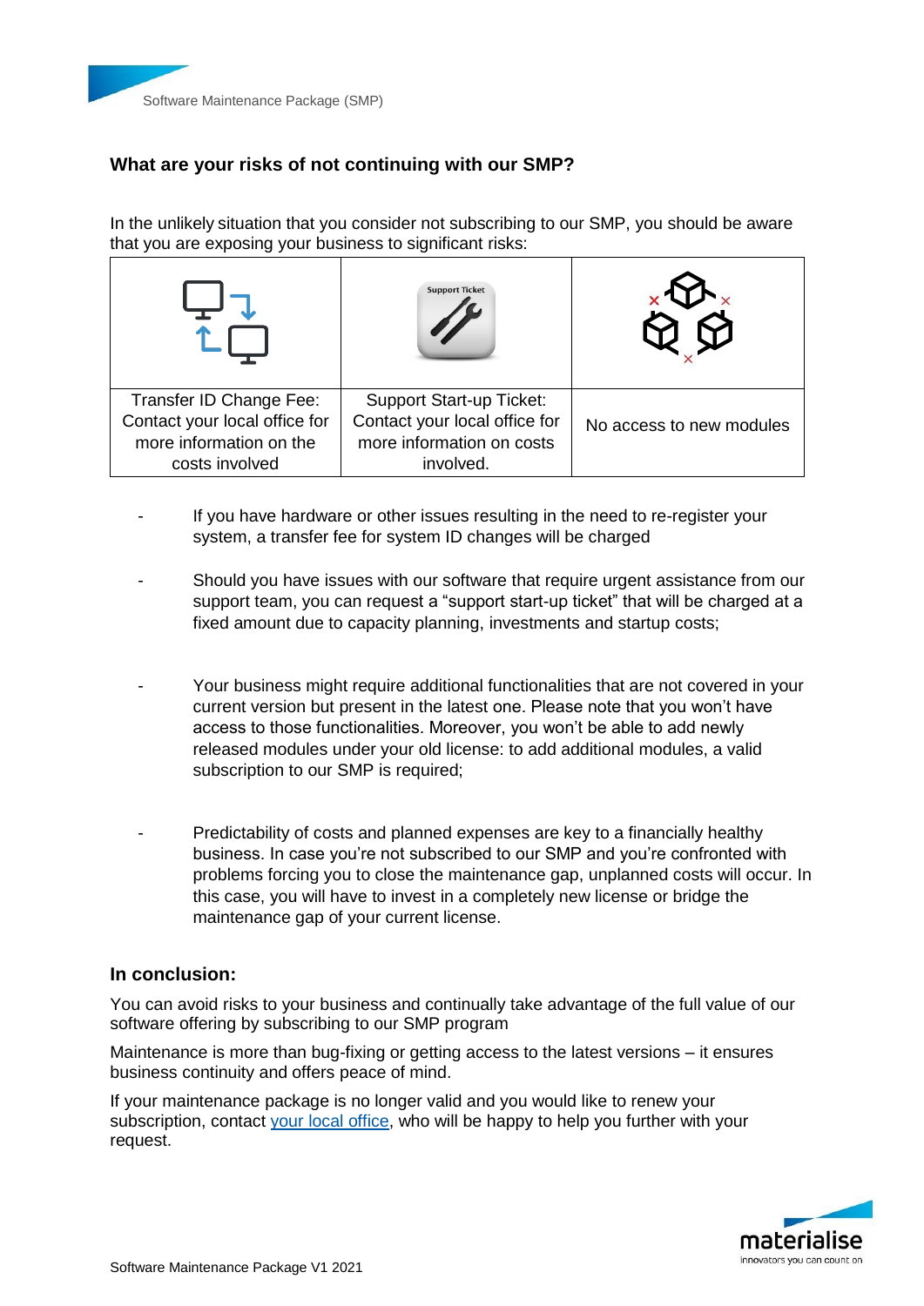## What are your risks of not continuing with our SMP?

In the unlikely situation that you consider not subscribing to our SMP, you should be aware that you are exposing your business to significant risks:

| | | |
|---|---|---|
| Transfer ID Change Fee: Contact your local office for more information on the costs involved | Support Start-up Ticket: Contact your local office for more information on costs involved. | No access to new modules |

- If you have hardware or other issues resulting in the need to re-register your system, a transfer fee for system ID changes will be charged
- Should you have issues with our software that require urgent assistance from our support team, you can request a "support start-up ticket" that will be charged at a fixed amount due to capacity planning, investments and startup costs;
- Your business might require additional functionalities that are not covered in your current version but present in the latest one. Please note that you won't have access to those functionalities. Moreover, you won't be able to add newly released modules under your old license: to add additional modules, a valid subscription to our SMP is required;
- Predictability of costs and planned expenses are key to a financially healthy business. In case you're not subscribed to our SMP and you're confronted with problems forcing you to close the maintenance gap, unplanned costs will occur. In this case, you will have to invest in a completely new license or bridge the maintenance gap of your current license.

### In conclusion:

You can avoid risks to your business and continually take advantage of the full value of our software offering by subscribing to our SMP program

Maintenance is more than bug-fixing or getting access to the latest versions – it ensures business continuity and offers peace of mind.

If your maintenance package is no longer valid and you would like to renew your subscription, contact your local office, who will be happy to help you further with your request.